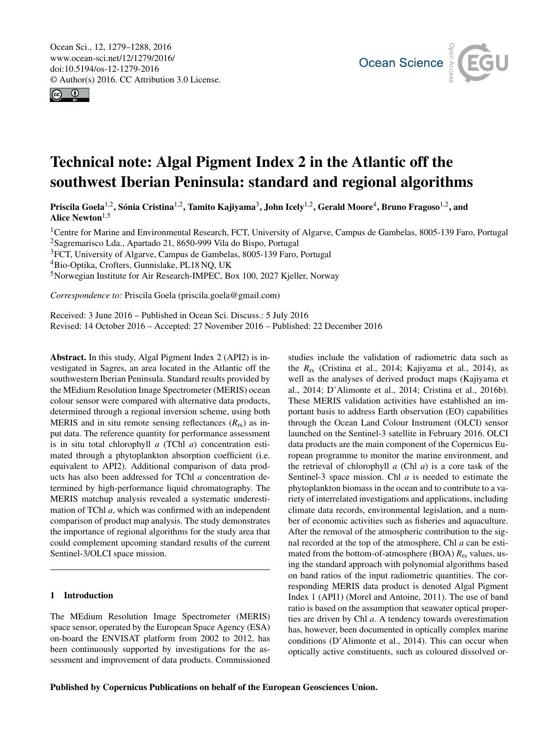# Technical note: Algal Pigment Index 2 in the Atlantic off the southwest Iberian Peninsula: standard and regional algorithms

**Priscila Goela[1,2], Sónia Cristina[1,2], Tamito Kajiyama[3], John Icely[1,2], Gerald Moore[4], Bruno Fragoso[1,2], and Alice Newton[1,5]**

[1]Centre for Marine and Environmental Research, FCT, University of Algarve, Campus de Gambelas, 8005-139 Faro, Portugal
[2]Sagremarisco Lda., Apartado 21, 8650-999 Vila do Bispo, Portugal
[3]FCT, University of Algarve, Campus de Gambelas, 8005-139 Faro, Portugal
[4]Bio-Optika, Crofters, Gunnislake, PL18 NQ, UK
[5]Norwegian Institute for Air Research-IMPEC, Box 100, 2027 Kjeller, Norway

*Correspondence to:* Priscila Goela (priscila.goela@gmail.com)

Received: 3 June 2016 – Published in Ocean Sci. Discuss.: 5 July 2016
Revised: 14 October 2016 – Accepted: 27 November 2016 – Published: 22 December 2016

**Abstract.** In this study, Algal Pigment Index 2 (API2) is investigated in Sagres, an area located in the Atlantic off the southwestern Iberian Peninsula. Standard results provided by the MEdium Resolution Image Spectrometer (MERIS) ocean colour sensor were compared with alternative data products, determined through a regional inversion scheme, using both MERIS and in situ remote sensing reflectances ($R_{rs}$) as input data. The reference quantity for performance assessment is in situ total chlorophyll *a* (TChl *a*) concentration estimated through a phytoplankton absorption coefficient (i.e. equivalent to API2). Additional comparison of data products has also been addressed for TChl *a* concentration determined by high-performance liquid chromatography. The MERIS matchup analysis revealed a systematic underestimation of TChl *a*, which was confirmed with an independent comparison of product map analysis. The study demonstrates the importance of regional algorithms for the study area that could complement upcoming standard results of the current Sentinel-3/OLCI space mission.

## 1 Introduction

The MEdium Resolution Image Spectrometer (MERIS) space sensor, operated by the European Space Agency (ESA) on-board the ENVISAT platform from 2002 to 2012, has been continuously supported by investigations for the assessment and improvement of data products. Commissioned studies include the validation of radiometric data such as the $R_{rs}$ (Cristina et al., 2014; Kajiyama et al., 2014), as well as the analyses of derived product maps (Kajiyama et al., 2014; D'Alimonte et al., 2014; Cristina et al., 2016b). These MERIS validation activities have established an important basis to address Earth observation (EO) capabilities through the Ocean Land Colour Instrument (OLCI) sensor launched on the Sentinel-3 satellite in February 2016. OLCI data products are the main component of the Copernicus European programme to monitor the marine environment, and the retrieval of chlorophyll *a* (Chl *a*) is a core task of the Sentinel-3 space mission. Chl *a* is needed to estimate the phytoplankton biomass in the ocean and to contribute to a variety of interrelated investigations and applications, including climate data records, environmental legislation, and a number of economic activities such as fisheries and aquaculture. After the removal of the atmospheric contribution to the signal recorded at the top of the atmosphere, Chl *a* can be estimated from the bottom-of-atmosphere (BOA) $R_{rs}$ values, using the standard approach with polynomial algorithms based on band ratios of the input radiometric quantities. The corresponding MERIS data product is denoted Algal Pigment Index 1 (API1) (Morel and Antoine, 2011). The use of band ratio is based on the assumption that seawater optical properties are driven by Chl *a*. A tendency towards overestimation has, however, been documented in optically complex marine conditions (D'Alimonte et al., 2014). This can occur when optically active constituents, such as coloured dissolved or-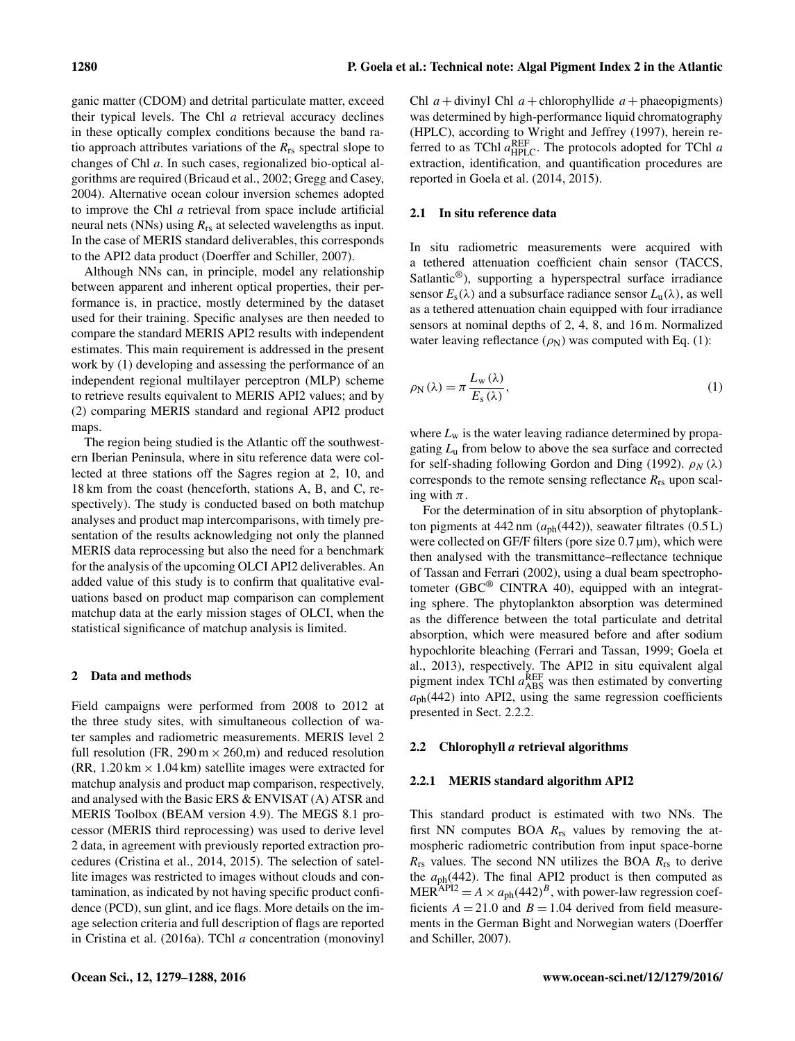ganic matter (CDOM) and detrital particulate matter, exceed their typical levels. The Chl *a* retrieval accuracy declines in these optically complex conditions because the band ratio approach attributes variations of the $R_{rs}$ spectral slope to changes of Chl *a*. In such cases, regionalized bio-optical algorithms are required (Bricaud et al., 2002; Gregg and Casey, 2004). Alternative ocean colour inversion schemes adopted to improve the Chl *a* retrieval from space include artificial neural nets (NNs) using $R_{rs}$ at selected wavelengths as input. In the case of MERIS standard deliverables, this corresponds to the API2 data product (Doerffer and Schiller, 2007).

Although NNs can, in principle, model any relationship between apparent and inherent optical properties, their performance is, in practice, mostly determined by the dataset used for their training. Specific analyses are then needed to compare the standard MERIS API2 results with independent estimates. This main requirement is addressed in the present work by (1) developing and assessing the performance of an independent regional multilayer perceptron (MLP) scheme to retrieve results equivalent to MERIS API2 values; and by (2) comparing MERIS standard and regional API2 product maps.

The region being studied is the Atlantic off the southwestern Iberian Peninsula, where in situ reference data were collected at three stations off the Sagres region at 2, 10, and 18 km from the coast (henceforth, stations A, B, and C, respectively). The study is conducted based on both matchup analyses and product map intercomparisons, with timely presentation of the results acknowledging not only the planned MERIS data reprocessing but also the need for a benchmark for the analysis of the upcoming OLCI API2 deliverables. An added value of this study is to confirm that qualitative evaluations based on product map comparison can complement matchup data at the early mission stages of OLCI, when the statistical significance of matchup analysis is limited.

## 2 Data and methods

Field campaigns were performed from 2008 to 2012 at the three study sites, with simultaneous collection of water samples and radiometric measurements. MERIS level 2 full resolution (FR, 290 m × 260,m) and reduced resolution (RR, 1.20 km × 1.04 km) satellite images were extracted for matchup analysis and product map comparison, respectively, and analysed with the Basic ERS & ENVISAT (A) ATSR and MERIS Toolbox (BEAM version 4.9). The MEGS 8.1 processor (MERIS third reprocessing) was used to derive level 2 data, in agreement with previously reported extraction procedures (Cristina et al., 2014, 2015). The selection of satellite images was restricted to images without clouds and contamination, as indicated by not having specific product confidence (PCD), sun glint, and ice flags. More details on the image selection criteria and full description of flags are reported in Cristina et al. (2016a). TChl *a* concentration (monovinyl Chl *a* + divinyl Chl *a* + chlorophyllide *a* + phaeopigments) was determined by high-performance liquid chromatography (HPLC), according to Wright and Jeffrey (1997), herein referred to as TChl $a^{\mathrm{REF}}_{\mathrm{HPLC}}$. The protocols adopted for TChl *a* extraction, identification, and quantification procedures are reported in Goela et al. (2014, 2015).

### 2.1 In situ reference data

In situ radiometric measurements were acquired with a tethered attenuation coefficient chain sensor (TACCS, Satlantic®), supporting a hyperspectral surface irradiance sensor $E_s(\lambda)$ and a subsurface radiance sensor $L_u(\lambda)$, as well as a tethered attenuation chain equipped with four irradiance sensors at nominal depths of 2, 4, 8, and 16 m. Normalized water leaving reflectance ($\rho_N$) was computed with Eq. (1):

$$\rho_N(\lambda) = \pi \frac{L_w(\lambda)}{E_s(\lambda)}, \tag{1}$$

where $L_w$ is the water leaving radiance determined by propagating $L_u$ from below to above the sea surface and corrected for self-shading following Gordon and Ding (1992). $\rho_N(\lambda)$ corresponds to the remote sensing reflectance $R_{rs}$ upon scaling with $\pi$.

For the determination of in situ absorption of phytoplankton pigments at 442 nm ($a_{ph}(442)$), seawater filtrates (0.5 L) were collected on GF/F filters (pore size 0.7 µm), which were then analysed with the transmittance–reflectance technique of Tassan and Ferrari (2002), using a dual beam spectrophotometer (GBC® CINTRA 40), equipped with an integrating sphere. The phytoplankton absorption was determined as the difference between the total particulate and detrital absorption, which were measured before and after sodium hypochlorite bleaching (Ferrari and Tassan, 1999; Goela et al., 2013), respectively. The API2 in situ equivalent algal pigment index TChl $a^{\mathrm{REF}}_{\mathrm{ABS}}$ was then estimated by converting $a_{ph}(442)$ into API2, using the same regression coefficients presented in Sect. 2.2.2.

### 2.2 Chlorophyll *a* retrieval algorithms

#### 2.2.1 MERIS standard algorithm API2

This standard product is estimated with two NNs. The first NN computes BOA $R_{rs}$ values by removing the atmospheric radiometric contribution from input space-borne $R_{rs}$ values. The second NN utilizes the BOA $R_{rs}$ to derive the $a_{ph}(442)$. The final API2 product is then computed as $\mathrm{MER}^{\mathrm{API2}} = A \times a_{ph}(442)^B$, with power-law regression coefficients $A = 21.0$ and $B = 1.04$ derived from field measurements in the German Bight and Norwegian waters (Doerffer and Schiller, 2007).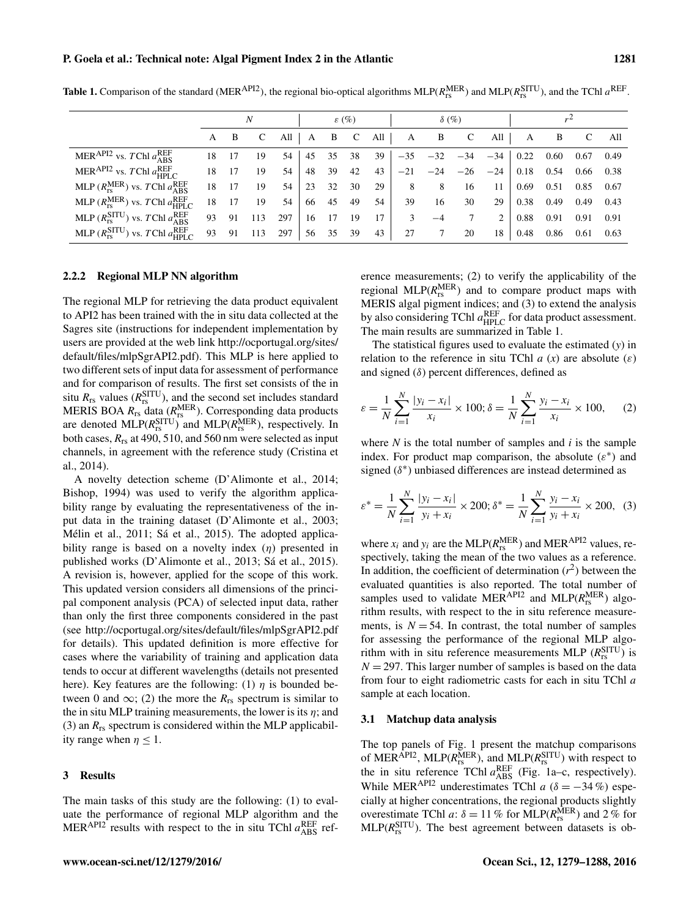**Table 1.** Comparison of the standard ($MER^{API2}$), the regional bio-optical algorithms MLP($R_{rs}^{MER}$) and MLP($R_{rs}^{SITU}$), and the TChl $a^{REF}$.

| | $N$ | | | | $\varepsilon$ (%) | | | | $\delta$ (%) | | | | $r^2$ | | | |
|---|---|---|---|---|---|---|---|---|---|---|---|---|---|---|---|---|
| | A | B | C | All | A | B | C | All | A | B | C | All | A | B | C | All |
| $MER^{API2}$ vs. $T$Chl $a_{ABS}^{REF}$ | 18 | 17 | 19 | 54 | 45 | 35 | 38 | 39 | −35 | −32 | −34 | −34 | 0.22 | 0.60 | 0.67 | 0.49 |
| $MER^{API2}$ vs. $T$Chl $a_{HPLC}^{REF}$ | 18 | 17 | 19 | 54 | 48 | 39 | 42 | 43 | −21 | −24 | −26 | −24 | 0.18 | 0.54 | 0.66 | 0.38 |
| MLP ($R_{rs}^{MER}$) vs. $T$Chl $a_{ABS}^{REF}$ | 18 | 17 | 19 | 54 | 23 | 32 | 30 | 29 | 8 | 8 | 16 | 11 | 0.69 | 0.51 | 0.85 | 0.67 |
| MLP ($R_{rs}^{MER}$) vs. $T$Chl $a_{HPLC}^{REF}$ | 18 | 17 | 19 | 54 | 66 | 45 | 49 | 54 | 39 | 16 | 30 | 29 | 0.38 | 0.49 | 0.49 | 0.43 |
| MLP ($R_{rs}^{SITU}$) vs. $T$Chl $a_{ABS}^{REF}$ | 93 | 91 | 113 | 297 | 16 | 17 | 19 | 17 | 3 | −4 | 7 | 2 | 0.88 | 0.91 | 0.91 | 0.91 |
| MLP ($R_{rs}^{SITU}$) vs. $T$Chl $a_{HPLC}^{REF}$ | 93 | 91 | 113 | 297 | 56 | 35 | 39 | 43 | 27 | 7 | 20 | 18 | 0.48 | 0.86 | 0.61 | 0.63 |

### 2.2.2 Regional MLP NN algorithm

The regional MLP for retrieving the data product equivalent to API2 has been trained with the in situ data collected at the Sagres site (instructions for independent implementation by users are provided at the web link http://ocportugal.org/sites/default/files/mlpSgrAPI2.pdf). This MLP is here applied to two different sets of input data for assessment of performance and for comparison of results. The first set consists of the in situ $R_{rs}$ values ($R_{rs}^{SITU}$), and the second set includes standard MERIS BOA $R_{rs}$ data ($R_{rs}^{MER}$). Corresponding data products are denoted MLP($R_{rs}^{SITU}$) and MLP($R_{rs}^{MER}$), respectively. In both cases, $R_{rs}$ at 490, 510, and 560 nm were selected as input channels, in agreement with the reference study (Cristina et al., 2014).

A novelty detection scheme (D'Alimonte et al., 2014; Bishop, 1994) was used to verify the algorithm applicability range by evaluating the representativeness of the input data in the training dataset (D'Alimonte et al., 2003; Mélin et al., 2011; Sá et al., 2015). The adopted applicability range is based on a novelty index ($\eta$) presented in published works (D'Alimonte et al., 2013; Sá et al., 2015). A revision is, however, applied for the scope of this work. This updated version considers all dimensions of the principal component analysis (PCA) of selected input data, rather than only the first three components considered in the past (see http://ocportugal.org/sites/default/files/mlpSgrAPI2.pdf for details). This updated definition is more effective for cases where the variability of training and application data tends to occur at different wavelengths (details not presented here). Key features are the following: (1) $\eta$ is bounded between 0 and $\infty$; (2) the more the $R_{rs}$ spectrum is similar to the in situ MLP training measurements, the lower is its $\eta$; and (3) an $R_{rs}$ spectrum is considered within the MLP applicability range when $\eta \leq 1$.

## 3 Results

The main tasks of this study are the following: (1) to evaluate the performance of regional MLP algorithm and the $MER^{API2}$ results with respect to the in situ TChl $a_{ABS}^{REF}$ reference measurements; (2) to verify the applicability of the regional MLP($R_{rs}^{MER}$) and to compare product maps with MERIS algal pigment indices; and (3) to extend the analysis by also considering TChl $a_{HPLC}^{REF}$ for data product assessment. The main results are summarized in Table 1.

The statistical figures used to evaluate the estimated ($y$) in relation to the reference in situ TChl $a$ ($x$) are absolute ($\varepsilon$) and signed ($\delta$) percent differences, defined as

$$\varepsilon = \frac{1}{N}\sum_{i=1}^{N}\frac{|y_i - x_i|}{x_i} \times 100; \delta = \frac{1}{N}\sum_{i=1}^{N}\frac{y_i - x_i}{x_i} \times 100, \quad (2)$$

where $N$ is the total number of samples and $i$ is the sample index. For product map comparison, the absolute ($\varepsilon^*$) and signed ($\delta^*$) unbiased differences are instead determined as

$$\varepsilon^* = \frac{1}{N}\sum_{i=1}^{N}\frac{|y_i - x_i|}{y_i + x_i} \times 200; \delta^* = \frac{1}{N}\sum_{i=1}^{N}\frac{y_i - x_i}{y_i + x_i} \times 200, \quad (3)$$

where $x_i$ and $y_i$ are the MLP($R_{rs}^{MER}$) and $MER^{API2}$ values, respectively, taking the mean of the two values as a reference. In addition, the coefficient of determination ($r^2$) between the evaluated quantities is also reported. The total number of samples used to validate $MER^{API2}$ and MLP($R_{rs}^{MER}$) algorithm results, with respect to the in situ reference measurements, is $N = 54$. In contrast, the total number of samples for assessing the performance of the regional MLP algorithm with in situ reference measurements MLP ($R_{rs}^{SITU}$) is $N = 297$. This larger number of samples is based on the data from four to eight radiometric casts for each in situ TChl $a$ sample at each location.

### 3.1 Matchup data analysis

The top panels of Fig. 1 present the matchup comparisons of $MER^{API2}$, MLP($R_{rs}^{MER}$), and MLP($R_{rs}^{SITU}$) with respect to the in situ reference TChl $a_{ABS}^{REF}$ (Fig. 1a–c, respectively). While $MER^{API2}$ underestimates TChl $a$ ($\delta = -34$ %) especially at higher concentrations, the regional products slightly overestimate TChl $a$: $\delta = 11$ % for MLP($R_{rs}^{MER}$) and 2 % for MLP($R_{rs}^{SITU}$). The best agreement between datasets is ob-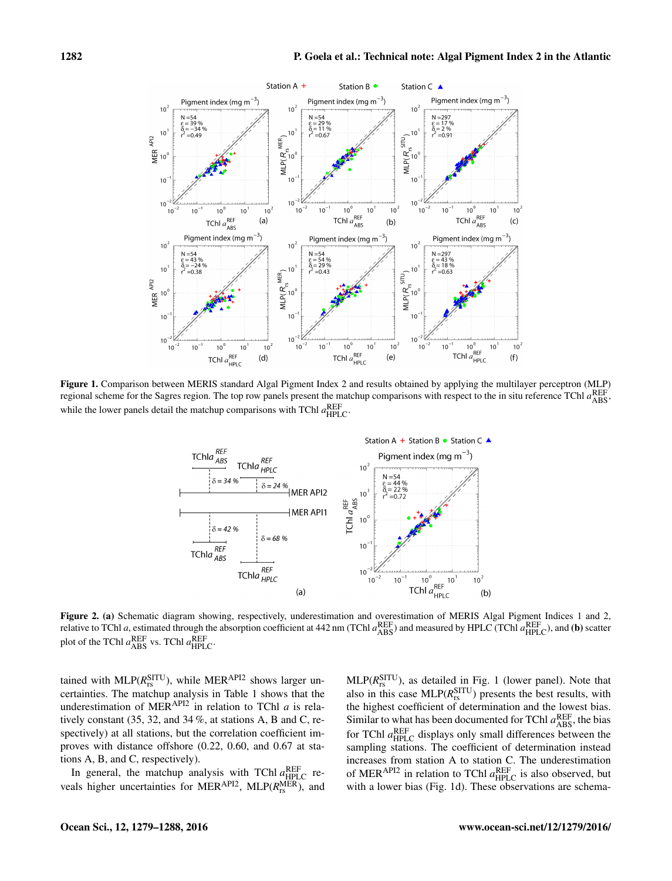**Figure 1.** Comparison between MERIS standard Algal Pigment Index 2 and results obtained by applying the multilayer perceptron (MLP) regional scheme for the Sagres region. The top row panels present the matchup comparisons with respect to the in situ reference TChl $a_{\mathrm{ABS}}^{\mathrm{REF}}$, while the lower panels detail the matchup comparisons with TChl $a_{\mathrm{HPLC}}^{\mathrm{REF}}$.

**Figure 2. (a)** Schematic diagram showing, respectively, underestimation and overestimation of MERIS Algal Pigment Indices 1 and 2, relative to TChl *a*, estimated through the absorption coefficient at 442 nm (TChl $a_{\mathrm{ABS}}^{\mathrm{REF}}$) and measured by HPLC (TChl $a_{\mathrm{HPLC}}^{\mathrm{REF}}$), and **(b)** scatter plot of the TChl $a_{\mathrm{ABS}}^{\mathrm{REF}}$ vs. TChl $a_{\mathrm{HPLC}}^{\mathrm{REF}}$.

tained with MLP($R_{\mathrm{rs}}^{\mathrm{SITU}}$), while MER$^{\mathrm{API2}}$ shows larger uncertainties. The matchup analysis in Table 1 shows that the underestimation of MER$^{\mathrm{API2}}$ in relation to TChl *a* is relatively constant (35, 32, and 34 %, at stations A, B and C, respectively) at all stations, but the correlation coefficient improves with distance offshore (0.22, 0.60, and 0.67 at stations A, B, and C, respectively).

In general, the matchup analysis with TChl $a_{\mathrm{HPLC}}^{\mathrm{REF}}$ reveals higher uncertainties for MER$^{\mathrm{API2}}$, MLP($R_{\mathrm{rs}}^{\mathrm{MER}}$), and MLP($R_{\mathrm{rs}}^{\mathrm{SITU}}$), as detailed in Fig. 1 (lower panel). Note that also in this case MLP($R_{\mathrm{rs}}^{\mathrm{SITU}}$) presents the best results, with the highest coefficient of determination and the lowest bias. Similar to what has been documented for TChl $a_{\mathrm{ABS}}^{\mathrm{REF}}$, the bias for TChl $a_{\mathrm{HPLC}}^{\mathrm{REF}}$ displays only small differences between the sampling stations. The coefficient of determination instead increases from station A to station C. The underestimation of MER$^{\mathrm{API2}}$ in relation to TChl $a_{\mathrm{HPLC}}^{\mathrm{REF}}$ is also observed, but with a lower bias (Fig. 1d). These observations are schema-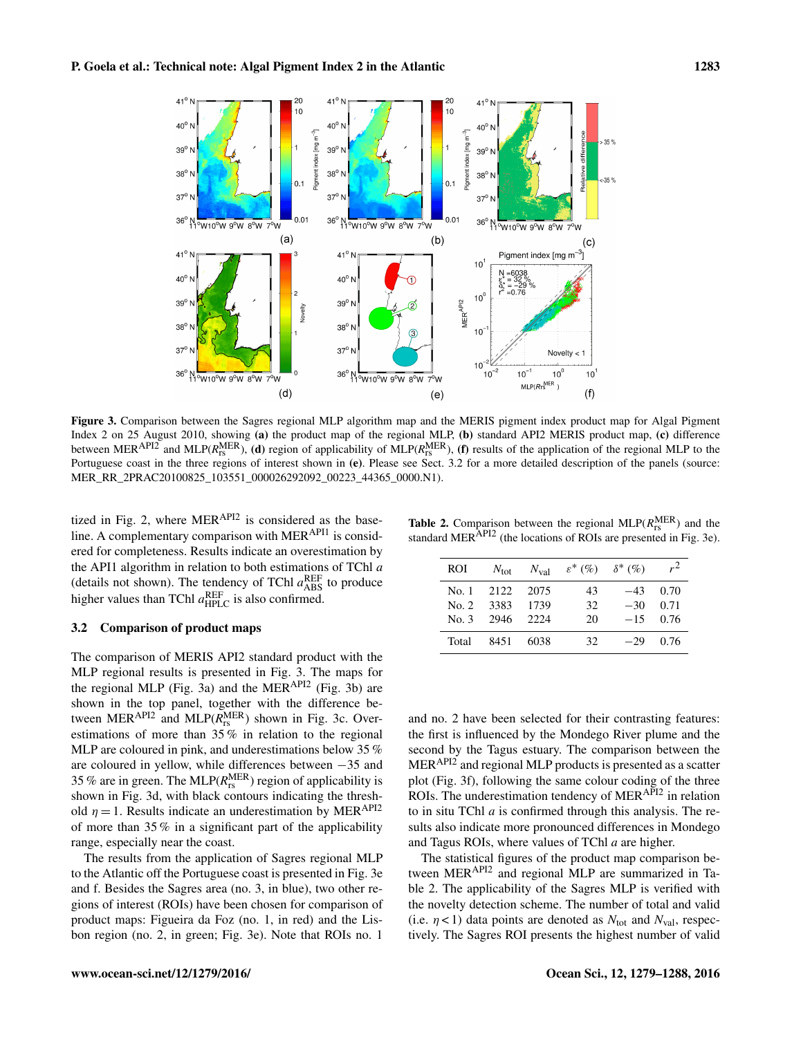**Figure 3.** Comparison between the Sagres regional MLP algorithm map and the MERIS pigment index product map for Algal Pigment Index 2 on 25 August 2010, showing **(a)** the product map of the regional MLP, **(b)** standard API2 MERIS product map, **(c)** difference between $\mathrm{MER}^{\mathrm{API2}}$ and $\mathrm{MLP}(R_{\mathrm{rs}}^{\mathrm{MER}})$, **(d)** region of applicability of $\mathrm{MLP}(R_{\mathrm{rs}}^{\mathrm{MER}})$, **(f)** results of the application of the regional MLP to the Portuguese coast in the three regions of interest shown in **(e)**. Please see Sect. 3.2 for a more detailed description of the panels (source: MER_RR_2PRAC20100825_103551_000026292092_00223_44365_0000.N1).

tized in Fig. 2, where $\mathrm{MER}^{\mathrm{API2}}$ is considered as the baseline. A complementary comparison with $\mathrm{MER}^{\mathrm{API1}}$ is considered for completeness. Results indicate an overestimation by the API1 algorithm in relation to both estimations of TChl $a$ (details not shown). The tendency of TChl $a_{\mathrm{ABS}}^{\mathrm{REF}}$ to produce higher values than TChl $a_{\mathrm{HPLC}}^{\mathrm{REF}}$ is also confirmed.

### 3.2 Comparison of product maps

The comparison of MERIS API2 standard product with the MLP regional results is presented in Fig. 3. The maps for the regional MLP (Fig. 3a) and the $\mathrm{MER}^{\mathrm{API2}}$ (Fig. 3b) are shown in the top panel, together with the difference between $\mathrm{MER}^{\mathrm{API2}}$ and $\mathrm{MLP}(R_{\mathrm{rs}}^{\mathrm{MER}})$ shown in Fig. 3c. Overestimations of more than 35 % in relation to the regional MLP are coloured in pink, and underestimations below 35 % are coloured in yellow, while differences between −35 and 35 % are in green. The $\mathrm{MLP}(R_{\mathrm{rs}}^{\mathrm{MER}})$ region of applicability is shown in Fig. 3d, with black contours indicating the threshold $\eta = 1$. Results indicate an underestimation by $\mathrm{MER}^{\mathrm{API2}}$ of more than 35 % in a significant part of the applicability range, especially near the coast.

The results from the application of Sagres regional MLP to the Atlantic off the Portuguese coast is presented in Fig. 3e and f. Besides the Sagres area (no. 3, in blue), two other regions of interest (ROIs) have been chosen for comparison of product maps: Figueira da Foz (no. 1, in red) and the Lisbon region (no. 2, in green; Fig. 3e). Note that ROIs no. 1 and no. 2 have been selected for their contrasting features: the first is influenced by the Mondego River plume and the second by the Tagus estuary. The comparison between the $\mathrm{MER}^{\mathrm{API2}}$ and regional MLP products is presented as a scatter plot (Fig. 3f), following the same colour coding of the three ROIs. The underestimation tendency of $\mathrm{MER}^{\mathrm{API2}}$ in relation to in situ TChl $a$ is confirmed through this analysis. The results also indicate more pronounced differences in Mondego and Tagus ROIs, where values of TChl $a$ are higher.

The statistical figures of the product map comparison between $\mathrm{MER}^{\mathrm{API2}}$ and regional MLP are summarized in Table 2. The applicability of the Sagres MLP is verified with the novelty detection scheme. The number of total and valid (i.e. $\eta < 1$) data points are denoted as $N_{\mathrm{tot}}$ and $N_{\mathrm{val}}$, respectively. The Sagres ROI presents the highest number of valid

**Table 2.** Comparison between the regional $\mathrm{MLP}(R_{\mathrm{rs}}^{\mathrm{MER}})$ and the standard $\mathrm{MER}^{\mathrm{API2}}$ (the locations of ROIs are presented in Fig. 3e).

| ROI | $N_{\mathrm{tot}}$ | $N_{\mathrm{val}}$ | $\varepsilon^*$ (%) | $\delta^*$ (%) | $r^2$ |
|---|---|---|---|---|---|
| No. 1 | 2122 | 2075 | 43 | −43 | 0.70 |
| No. 2 | 3383 | 1739 | 32 | −30 | 0.71 |
| No. 3 | 2946 | 2224 | 20 | −15 | 0.76 |
| Total | 8451 | 6038 | 32 | −29 | 0.76 |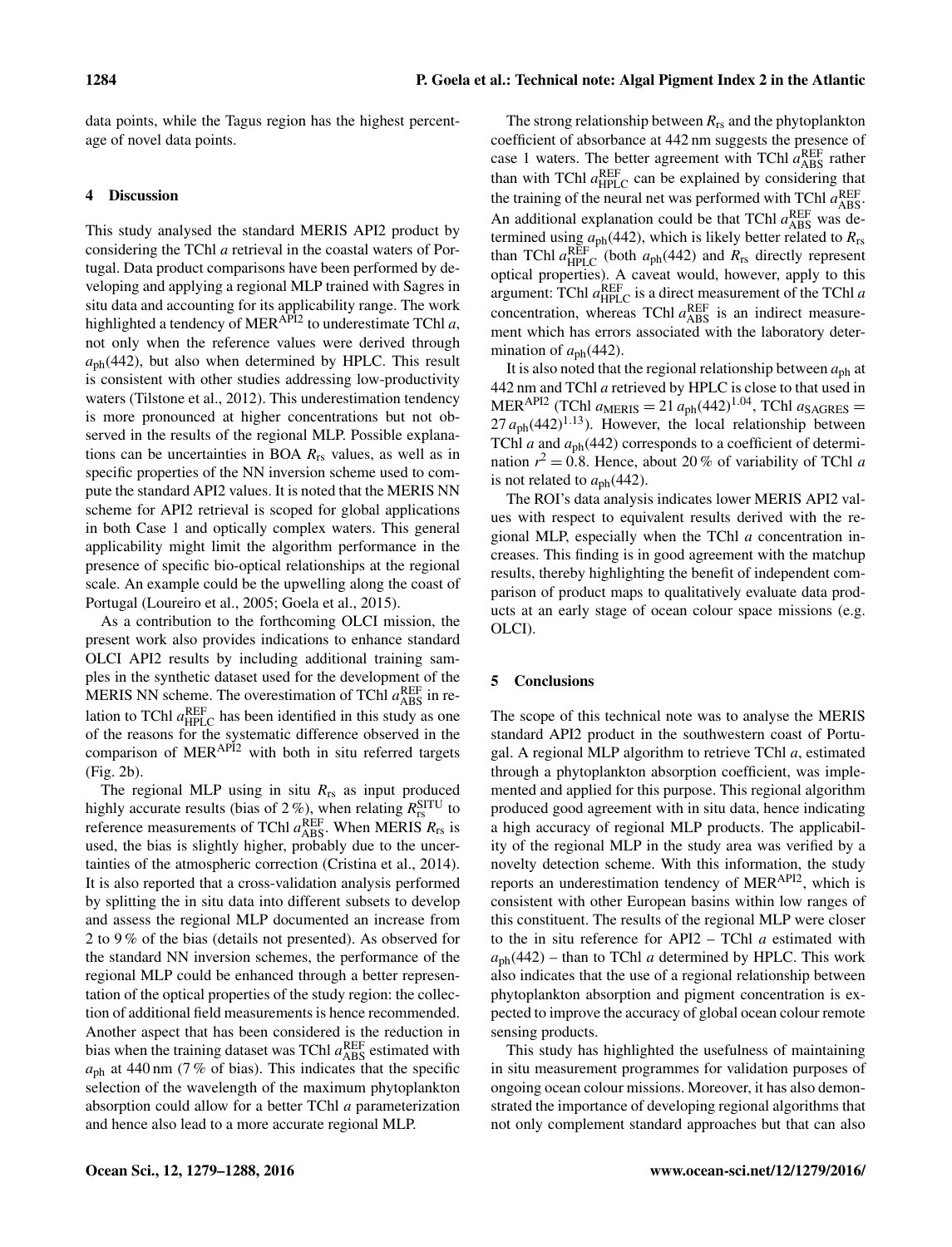data points, while the Tagus region has the highest percentage of novel data points.

## 4 Discussion

This study analysed the standard MERIS API2 product by considering the TChl *a* retrieval in the coastal waters of Portugal. Data product comparisons have been performed by developing and applying a regional MLP trained with Sagres in situ data and accounting for its applicability range. The work highlighted a tendency of $\text{MER}^{\text{API2}}$ to underestimate TChl *a*, not only when the reference values were derived through $a_{\text{ph}}(442)$, but also when determined by HPLC. This result is consistent with other studies addressing low-productivity waters (Tilstone et al., 2012). This underestimation tendency is more pronounced at higher concentrations but not observed in the results of the regional MLP. Possible explanations can be uncertainties in BOA $R_{\text{rs}}$ values, as well as in specific properties of the NN inversion scheme used to compute the standard API2 values. It is noted that the MERIS NN scheme for API2 retrieval is scoped for global applications in both Case 1 and optically complex waters. This general applicability might limit the algorithm performance in the presence of specific bio-optical relationships at the regional scale. An example could be the upwelling along the coast of Portugal (Loureiro et al., 2005; Goela et al., 2015).

As a contribution to the forthcoming OLCI mission, the present work also provides indications to enhance standard OLCI API2 results by including additional training samples in the synthetic dataset used for the development of the MERIS NN scheme. The overestimation of TChl $a_{\text{ABS}}^{\text{REF}}$ in relation to TChl $a_{\text{HPLC}}^{\text{REF}}$ has been identified in this study as one of the reasons for the systematic difference observed in the comparison of $\text{MER}^{\text{API2}}$ with both in situ referred targets (Fig. 2b).

The regional MLP using in situ $R_{\text{rs}}$ as input produced highly accurate results (bias of 2 %), when relating $R_{\text{rs}}^{\text{SITU}}$ to reference measurements of TChl $a_{\text{ABS}}^{\text{REF}}$. When MERIS $R_{\text{rs}}$ is used, the bias is slightly higher, probably due to the uncertainties of the atmospheric correction (Cristina et al., 2014). It is also reported that a cross-validation analysis performed by splitting the in situ data into different subsets to develop and assess the regional MLP documented an increase from 2 to 9 % of the bias (details not presented). As observed for the standard NN inversion schemes, the performance of the regional MLP could be enhanced through a better representation of the optical properties of the study region: the collection of additional field measurements is hence recommended. Another aspect that has been considered is the reduction in bias when the training dataset was TChl $a_{\text{ABS}}^{\text{REF}}$ estimated with $a_{\text{ph}}$ at 440 nm (7 % of bias). This indicates that the specific selection of the wavelength of the maximum phytoplankton absorption could allow for a better TChl *a* parameterization and hence also lead to a more accurate regional MLP.

The strong relationship between $R_{\text{rs}}$ and the phytoplankton coefficient of absorbance at 442 nm suggests the presence of case 1 waters. The better agreement with TChl $a_{\text{ABS}}^{\text{REF}}$ rather than with TChl $a_{\text{HPLC}}^{\text{REF}}$ can be explained by considering that the training of the neural net was performed with TChl $a_{\text{ABS}}^{\text{REF}}$. An additional explanation could be that TChl $a_{\text{ABS}}^{\text{REF}}$ was determined using $a_{\text{ph}}(442)$, which is likely better related to $R_{\text{rs}}$ than TChl $a_{\text{HPLC}}^{\text{REF}}$ (both $a_{\text{ph}}(442)$ and $R_{\text{rs}}$ directly represent optical properties). A caveat would, however, apply to this argument: TChl $a_{\text{HPLC}}^{\text{REF}}$ is a direct measurement of the TChl *a* concentration, whereas TChl $a_{\text{ABS}}^{\text{REF}}$ is an indirect measurement which has errors associated with the laboratory determination of $a_{\text{ph}}(442)$.

It is also noted that the regional relationship between $a_{\text{ph}}$ at 442 nm and TChl *a* retrieved by HPLC is close to that used in $\text{MER}^{\text{API2}}$ (TChl $a_{\text{MERIS}} = 21\, a_{\text{ph}}(442)^{1.04}$, TChl $a_{\text{SAGRES}} = 27\, a_{\text{ph}}(442)^{1.13}$). However, the local relationship between TChl *a* and $a_{\text{ph}}(442)$ corresponds to a coefficient of determination $r^2 = 0.8$. Hence, about 20 % of variability of TChl *a* is not related to $a_{\text{ph}}(442)$.

The ROI's data analysis indicates lower MERIS API2 values with respect to equivalent results derived with the regional MLP, especially when the TChl *a* concentration increases. This finding is in good agreement with the matchup results, thereby highlighting the benefit of independent comparison of product maps to qualitatively evaluate data products at an early stage of ocean colour space missions (e.g. OLCI).

## 5 Conclusions

The scope of this technical note was to analyse the MERIS standard API2 product in the southwestern coast of Portugal. A regional MLP algorithm to retrieve TChl *a*, estimated through a phytoplankton absorption coefficient, was implemented and applied for this purpose. This regional algorithm produced good agreement with in situ data, hence indicating a high accuracy of regional MLP products. The applicability of the regional MLP in the study area was verified by a novelty detection scheme. With this information, the study reports an underestimation tendency of $\text{MER}^{\text{API2}}$, which is consistent with other European basins within low ranges of this constituent. The results of the regional MLP were closer to the in situ reference for API2 – TChl *a* estimated with $a_{\text{ph}}(442)$ – than to TChl *a* determined by HPLC. This work also indicates that the use of a regional relationship between phytoplankton absorption and pigment concentration is expected to improve the accuracy of global ocean colour remote sensing products.

This study has highlighted the usefulness of maintaining in situ measurement programmes for validation purposes of ongoing ocean colour missions. Moreover, it has also demonstrated the importance of developing regional algorithms that not only complement standard approaches but that can also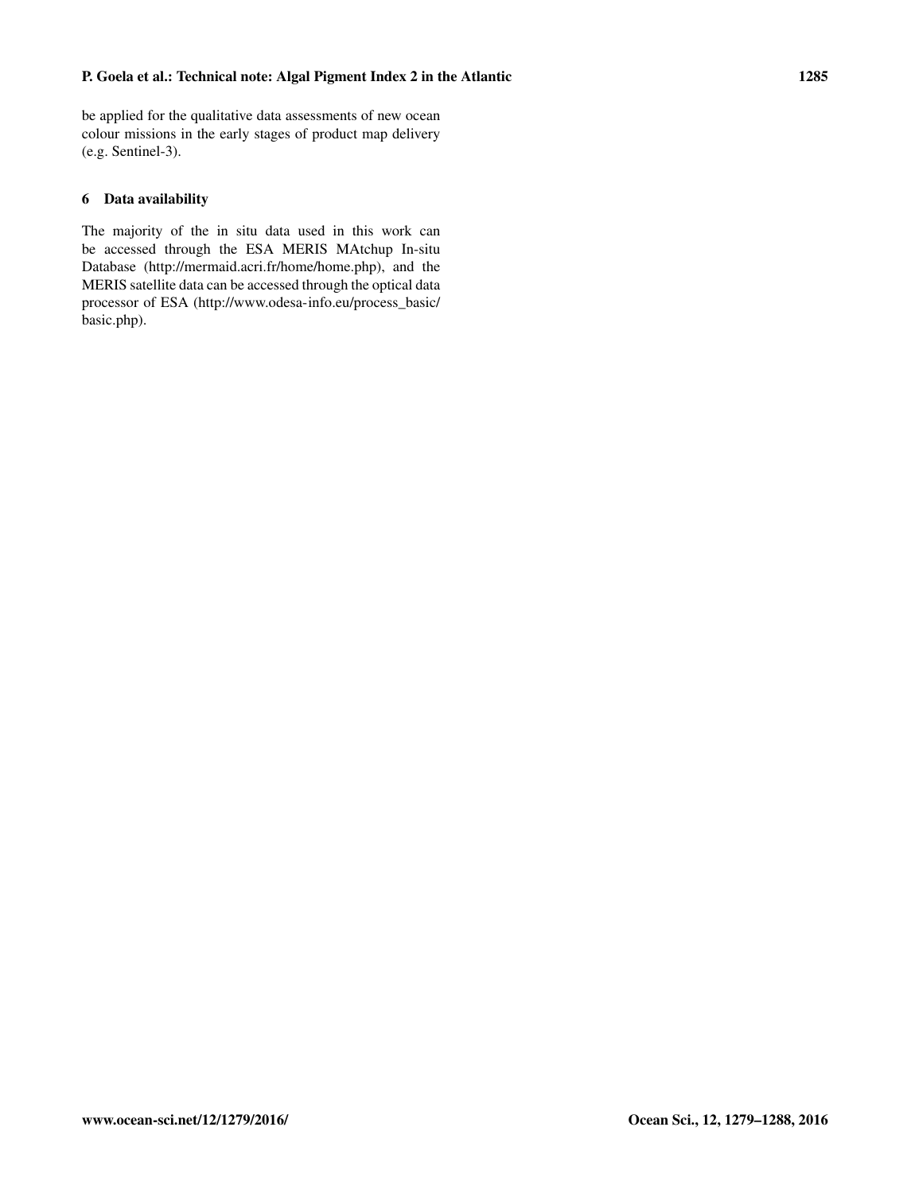be applied for the qualitative data assessments of new ocean colour missions in the early stages of product map delivery (e.g. Sentinel-3).

## 6 Data availability

The majority of the in situ data used in this work can be accessed through the ESA MERIS MAtchup In-situ Database (http://mermaid.acri.fr/home/home.php), and the MERIS satellite data can be accessed through the optical data processor of ESA (http://www.odesa-info.eu/process_basic/basic.php).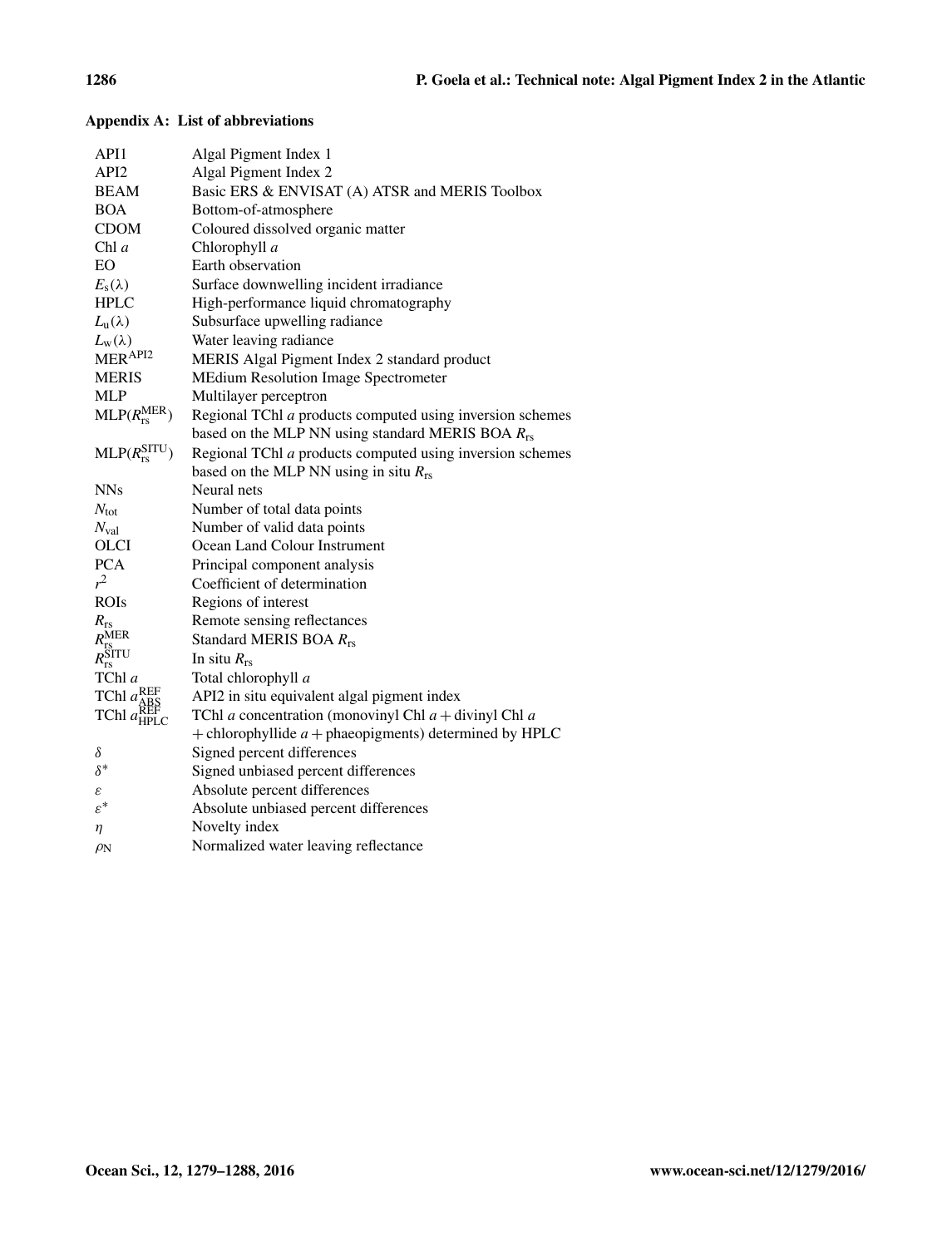## Appendix A: List of abbreviations

| | |
|---|---|
| API1 | Algal Pigment Index 1 |
| API2 | Algal Pigment Index 2 |
| BEAM | Basic ERS & ENVISAT (A) ATSR and MERIS Toolbox |
| BOA | Bottom-of-atmosphere |
| CDOM | Coloured dissolved organic matter |
| Chl *a* | Chlorophyll *a* |
| EO | Earth observation |
| $E_s(\lambda)$ | Surface downwelling incident irradiance |
| HPLC | High-performance liquid chromatography |
| $L_u(\lambda)$ | Subsurface upwelling radiance |
| $L_w(\lambda)$ | Water leaving radiance |
| $\mathrm{MER}^{\mathrm{API2}}$ | MERIS Algal Pigment Index 2 standard product |
| MERIS | MEdium Resolution Image Spectrometer |
| MLP | Multilayer perceptron |
| $\mathrm{MLP}(R_{\mathrm{rs}}^{\mathrm{MER}})$ | Regional TChl *a* products computed using inversion schemes based on the MLP NN using standard MERIS BOA $R_{\mathrm{rs}}$ |
| $\mathrm{MLP}(R_{\mathrm{rs}}^{\mathrm{SITU}})$ | Regional TChl *a* products computed using inversion schemes based on the MLP NN using in situ $R_{\mathrm{rs}}$ |
| NNs | Neural nets |
| $N_{\mathrm{tot}}$ | Number of total data points |
| $N_{\mathrm{val}}$ | Number of valid data points |
| OLCI | Ocean Land Colour Instrument |
| PCA | Principal component analysis |
| $r^2$ | Coefficient of determination |
| ROIs | Regions of interest |
| $R_{\mathrm{rs}}$ | Remote sensing reflectances |
| $R_{\mathrm{rs}}^{\mathrm{MER}}$ | Standard MERIS BOA $R_{\mathrm{rs}}$ |
| $R_{\mathrm{rs}}^{\mathrm{SITU}}$ | In situ $R_{\mathrm{rs}}$ |
| TChl *a* | Total chlorophyll *a* |
| TChl $a_{\mathrm{ABS}}^{\mathrm{REF}}$ | API2 in situ equivalent algal pigment index |
| TChl $a_{\mathrm{HPLC}}^{\mathrm{REF}}$ | TChl *a* concentration (monovinyl Chl *a* + divinyl Chl *a* + chlorophyllide *a* + phaeopigments) determined by HPLC |
| $\delta$ | Signed percent differences |
| $\delta^*$ | Signed unbiased percent differences |
| $\varepsilon$ | Absolute percent differences |
| $\varepsilon^*$ | Absolute unbiased percent differences |
| $\eta$ | Novelty index |
| $\rho_{\mathrm{N}}$ | Normalized water leaving reflectance |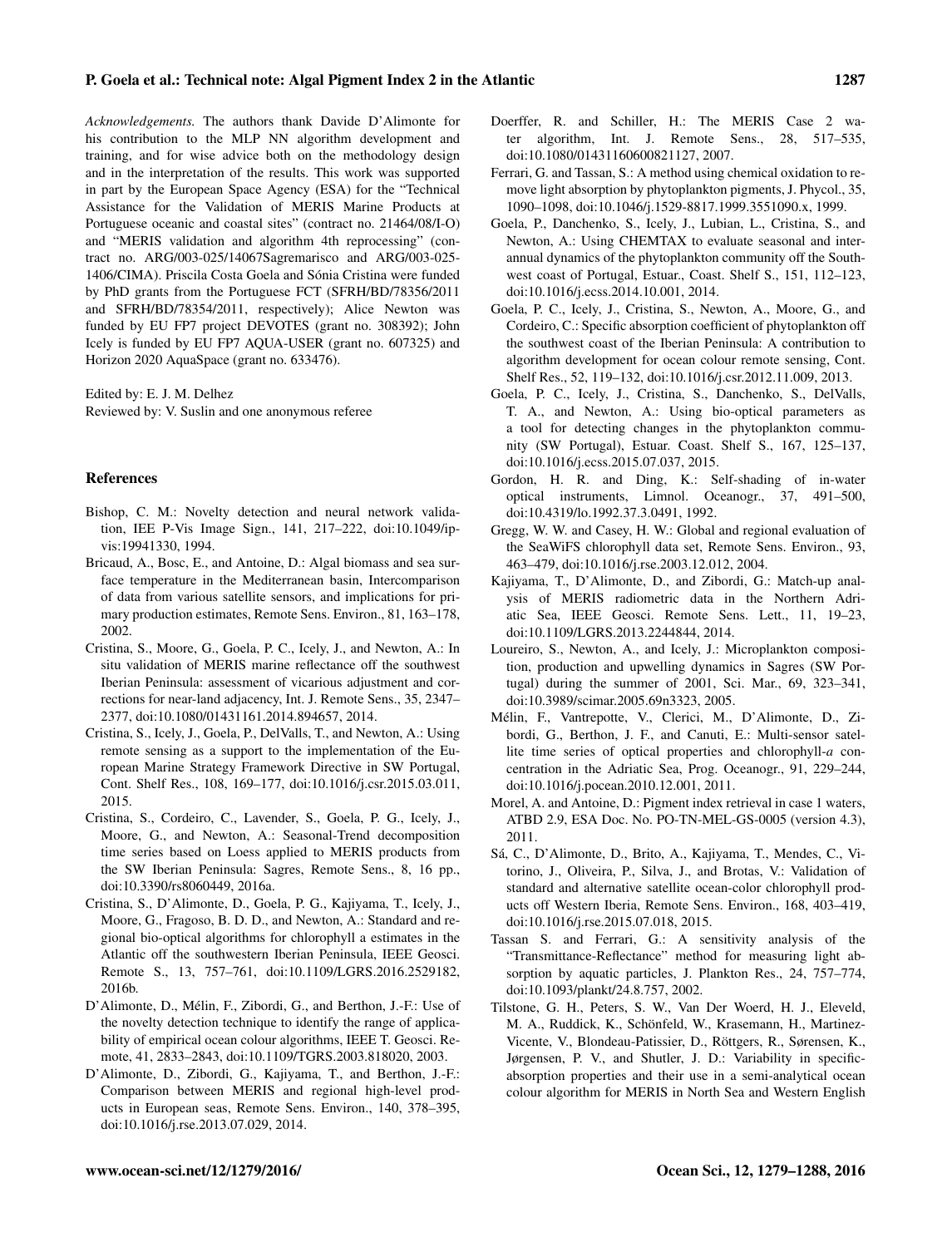*Acknowledgements.* The authors thank Davide D'Alimonte for his contribution to the MLP NN algorithm development and training, and for wise advice both on the methodology design and in the interpretation of the results. This work was supported in part by the European Space Agency (ESA) for the "Technical Assistance for the Validation of MERIS Marine Products at Portuguese oceanic and coastal sites" (contract no. 21464/08/I-O) and "MERIS validation and algorithm 4th reprocessing" (contract no. ARG/003-025/14067Sagremarisco and ARG/003-025-1406/CIMA). Priscila Costa Goela and Sónia Cristina were funded by PhD grants from the Portuguese FCT (SFRH/BD/78356/2011 and SFRH/BD/78354/2011, respectively); Alice Newton was funded by EU FP7 project DEVOTES (grant no. 308392); John Icely is funded by EU FP7 AQUA-USER (grant no. 607325) and Horizon 2020 AquaSpace (grant no. 633476).

Edited by: E. J. M. Delhez
Reviewed by: V. Suslin and one anonymous referee

## References

Bishop, C. M.: Novelty detection and neural network validation, IEE P-Vis Image Sign., 141, 217–222, doi:10.1049/ip-vis:19941330, 1994.

Bricaud, A., Bosc, E., and Antoine, D.: Algal biomass and sea surface temperature in the Mediterranean basin, Intercomparison of data from various satellite sensors, and implications for primary production estimates, Remote Sens. Environ., 81, 163–178, 2002.

Cristina, S., Moore, G., Goela, P. C., Icely, J., and Newton, A.: In situ validation of MERIS marine reflectance off the southwest Iberian Peninsula: assessment of vicarious adjustment and corrections for near-land adjacency, Int. J. Remote Sens., 35, 2347–2377, doi:10.1080/01431161.2014.894657, 2014.

Cristina, S., Icely, J., Goela, P., DelValls, T., and Newton, A.: Using remote sensing as a support to the implementation of the European Marine Strategy Framework Directive in SW Portugal, Cont. Shelf Res., 108, 169–177, doi:10.1016/j.csr.2015.03.011, 2015.

Cristina, S., Cordeiro, C., Lavender, S., Goela, P. G., Icely, J., Moore, G., and Newton, A.: Seasonal-Trend decomposition time series based on Loess applied to MERIS products from the SW Iberian Peninsula: Sagres, Remote Sens., 8, 16 pp., doi:10.3390/rs8060449, 2016a.

Cristina, S., D'Alimonte, D., Goela, P. G., Kajiyama, T., Icely, J., Moore, G., Fragoso, B. D. D., and Newton, A.: Standard and regional bio-optical algorithms for chlorophyll a estimates in the Atlantic off the southwestern Iberian Peninsula, IEEE Geosci. Remote S., 13, 757–761, doi:10.1109/LGRS.2016.2529182, 2016b.

D'Alimonte, D., Mélin, F., Zibordi, G., and Berthon, J.-F.: Use of the novelty detection technique to identify the range of applicability of empirical ocean colour algorithms, IEEE T. Geosci. Remote, 41, 2833–2843, doi:10.1109/TGRS.2003.818020, 2003.

D'Alimonte, D., Zibordi, G., Kajiyama, T., and Berthon, J.-F.: Comparison between MERIS and regional high-level products in European seas, Remote Sens. Environ., 140, 378–395, doi:10.1016/j.rse.2013.07.029, 2014.

Doerffer, R. and Schiller, H.: The MERIS Case 2 water algorithm, Int. J. Remote Sens., 28, 517–535, doi:10.1080/01431160600821127, 2007.

Ferrari, G. and Tassan, S.: A method using chemical oxidation to remove light absorption by phytoplankton pigments, J. Phycol., 35, 1090–1098, doi:10.1046/j.1529-8817.1999.3551090.x, 1999.

Goela, P., Danchenko, S., Icely, J., Lubian, L., Cristina, S., and Newton, A.: Using CHEMTAX to evaluate seasonal and interannual dynamics of the phytoplankton community off the Southwest coast of Portugal, Estuar., Coast. Shelf S., 151, 112–123, doi:10.1016/j.ecss.2014.10.001, 2014.

Goela, P. C., Icely, J., Cristina, S., Newton, A., Moore, G., and Cordeiro, C.: Specific absorption coefficient of phytoplankton off the southwest coast of the Iberian Peninsula: A contribution to algorithm development for ocean colour remote sensing, Cont. Shelf Res., 52, 119–132, doi:10.1016/j.csr.2012.11.009, 2013.

Goela, P. C., Icely, J., Cristina, S., Danchenko, S., DelValls, T. A., and Newton, A.: Using bio-optical parameters as a tool for detecting changes in the phytoplankton community (SW Portugal), Estuar. Coast. Shelf S., 167, 125–137, doi:10.1016/j.ecss.2015.07.037, 2015.

Gordon, H. R. and Ding, K.: Self-shading of in-water optical instruments, Limnol. Oceanogr., 37, 491–500, doi:10.4319/lo.1992.37.3.0491, 1992.

Gregg, W. W. and Casey, H. W.: Global and regional evaluation of the SeaWiFS chlorophyll data set, Remote Sens. Environ., 93, 463–479, doi:10.1016/j.rse.2003.12.012, 2004.

Kajiyama, T., D'Alimonte, D., and Zibordi, G.: Match-up analysis of MERIS radiometric data in the Northern Adriatic Sea, IEEE Geosci. Remote Sens. Lett., 11, 19–23, doi:10.1109/LGRS.2013.2244844, 2014.

Loureiro, S., Newton, A., and Icely, J.: Microplankton composition, production and upwelling dynamics in Sagres (SW Portugal) during the summer of 2001, Sci. Mar., 69, 323–341, doi:10.3989/scimar.2005.69n3323, 2005.

Mélin, F., Vantrepotte, V., Clerici, M., D'Alimonte, D., Zibordi, G., Berthon, J. F., and Canuti, E.: Multi-sensor satellite time series of optical properties and chlorophyll-*a* concentration in the Adriatic Sea, Prog. Oceanogr., 91, 229–244, doi:10.1016/j.pocean.2010.12.001, 2011.

Morel, A. and Antoine, D.: Pigment index retrieval in case 1 waters, ATBD 2.9, ESA Doc. No. PO-TN-MEL-GS-0005 (version 4.3), 2011.

Sá, C., D'Alimonte, D., Brito, A., Kajiyama, T., Mendes, C., Vitorino, J., Oliveira, P., Silva, J., and Brotas, V.: Validation of standard and alternative satellite ocean-color chlorophyll products off Western Iberia, Remote Sens. Environ., 168, 403–419, doi:10.1016/j.rse.2015.07.018, 2015.

Tassan S. and Ferrari, G.: A sensitivity analysis of the "Transmittance-Reflectance" method for measuring light absorption by aquatic particles, J. Plankton Res., 24, 757–774, doi:10.1093/plankt/24.8.757, 2002.

Tilstone, G. H., Peters, S. W., Van Der Woerd, H. J., Eleveld, M. A., Ruddick, K., Schönfeld, W., Krasemann, H., Martinez-Vicente, V., Blondeau-Patissier, D., Röttgers, R., Sørensen, K., Jørgensen, P. V., and Shutler, J. D.: Variability in specific-absorption properties and their use in a semi-analytical ocean colour algorithm for MERIS in North Sea and Western English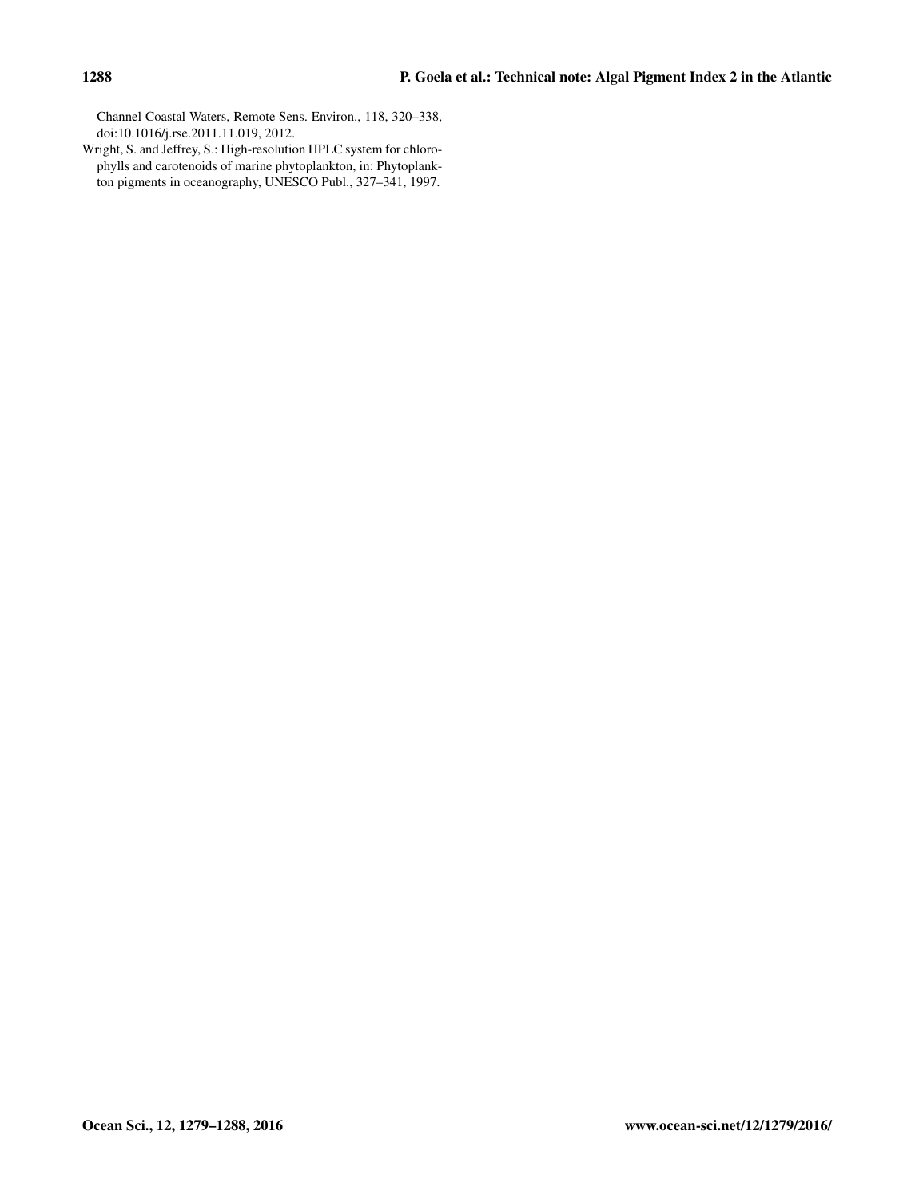Channel Coastal Waters, Remote Sens. Environ., 118, 320–338, doi:10.1016/j.rse.2011.11.019, 2012.

Wright, S. and Jeffrey, S.: High-resolution HPLC system for chlorophylls and carotenoids of marine phytoplankton, in: Phytoplankton pigments in oceanography, UNESCO Publ., 327–341, 1997.